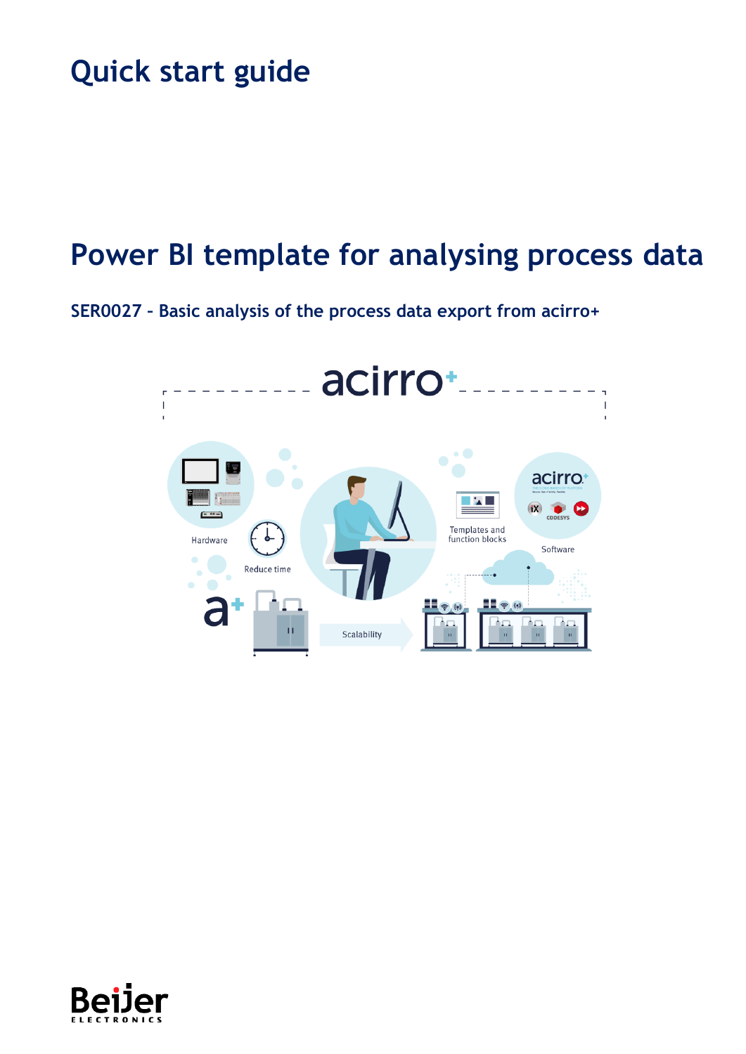# Quick start guide

# Power BI template for analysing process data

## SER0027 – Basic analysis of the process data export from acirro+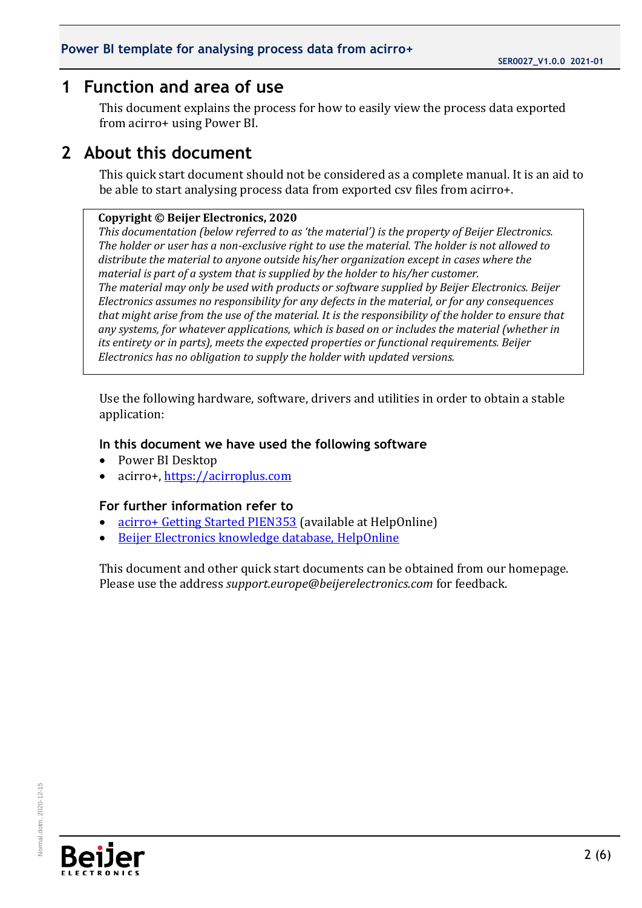# 1 Function and area of use

This document explains the process for how to easily view the process data exported from acirro+ using Power BI.

# 2 About this document

This quick start document should not be considered as a complete manual. It is an aid to be able to start analysing process data from exported csv files from acirro+.

> **Copyright © Beijer Electronics, 2020**
> *This documentation (below referred to as 'the material') is the property of Beijer Electronics. The holder or user has a non-exclusive right to use the material. The holder is not allowed to distribute the material to anyone outside his/her organization except in cases where the material is part of a system that is supplied by the holder to his/her customer.*
> *The material may only be used with products or software supplied by Beijer Electronics. Beijer Electronics assumes no responsibility for any defects in the material, or for any consequences that might arise from the use of the material. It is the responsibility of the holder to ensure that any systems, for whatever applications, which is based on or includes the material (whether in its entirety or in parts), meets the expected properties or functional requirements. Beijer Electronics has no obligation to supply the holder with updated versions.*

Use the following hardware, software, drivers and utilities in order to obtain a stable application:

### In this document we have used the following software

- Power BI Desktop
- acirro+, https://acirroplus.com

### For further information refer to

- acirro+ Getting Started PIEN353 (available at HelpOnline)
- Beijer Electronics knowledge database, HelpOnline

This document and other quick start documents can be obtained from our homepage. Please use the address *support.europe@beijerelectronics.com* for feedback.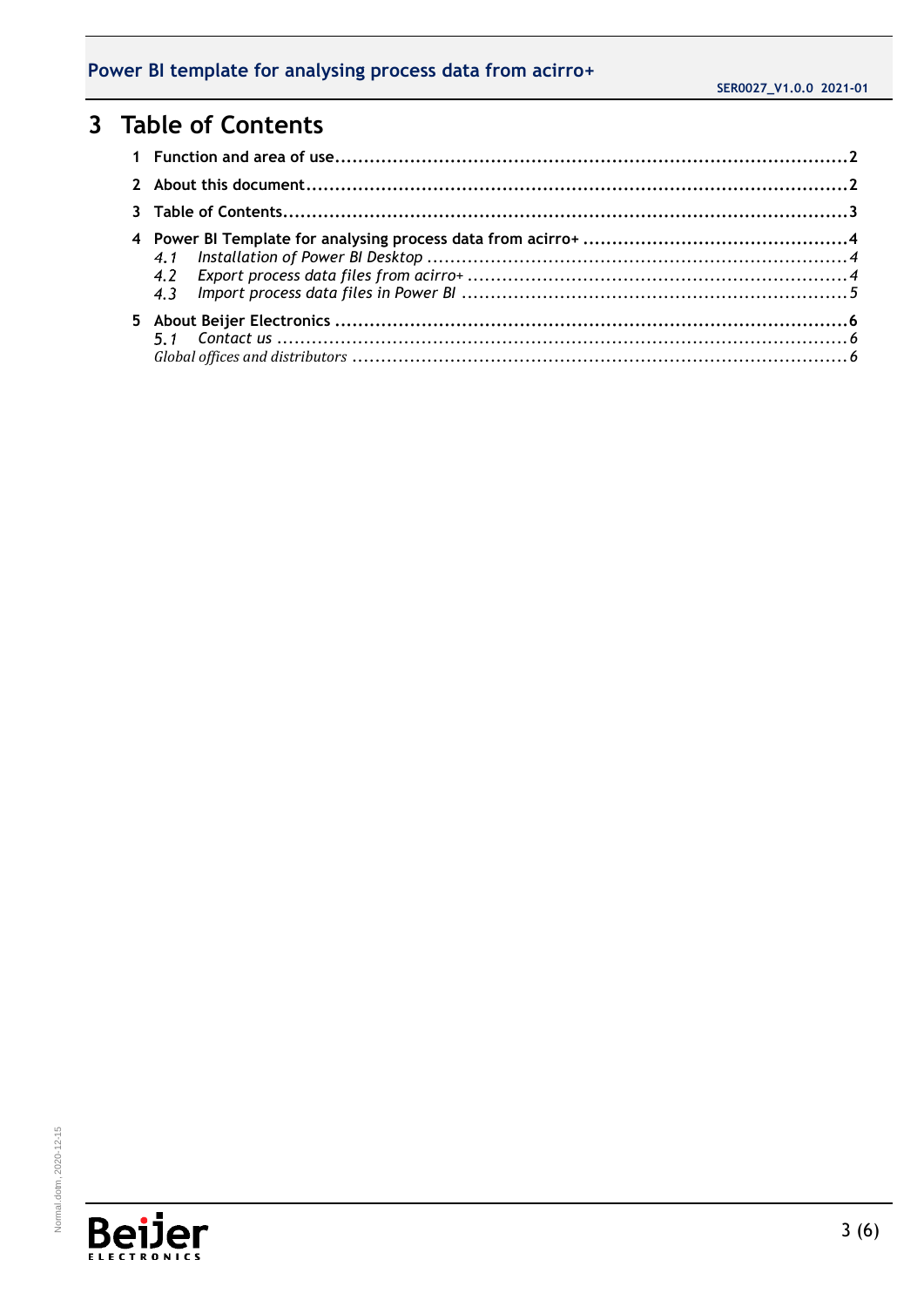# 3 Table of Contents

1 Function and area of use.........................................................................................2

2 About this document.................................................................................................2

3 Table of Contents......................................................................................................3

4 Power BI Template for analysing process data from acirro+ ...............................................4
   *4.1 Installation of Power BI Desktop ...........................................................................4*
   *4.2 Export process data files from acirro+ ...................................................................4*
   *4.3 Import process data files in Power BI ....................................................................5*

5 About Beijer Electronics ..........................................................................................6
   *5.1 Contact us ...................................................................................................6*
   *Global offices and distributors ....................................................................................6*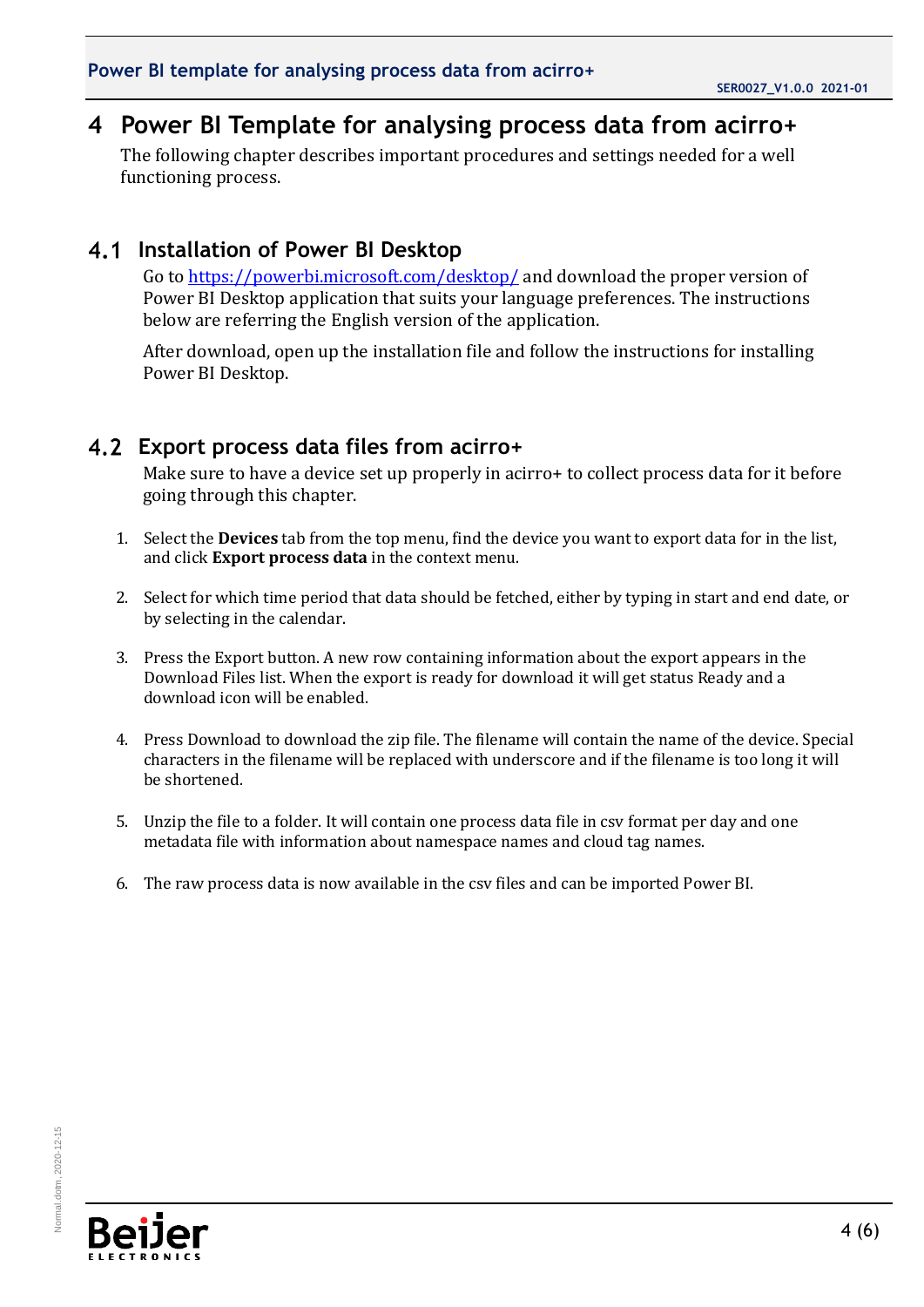# 4 Power BI Template for analysing process data from acirro+

The following chapter describes important procedures and settings needed for a well functioning process.

## 4.1 Installation of Power BI Desktop

Go to [https://powerbi.microsoft.com/desktop/](https://powerbi.microsoft.com/desktop/) and download the proper version of Power BI Desktop application that suits your language preferences. The instructions below are referring the English version of the application.

After download, open up the installation file and follow the instructions for installing Power BI Desktop.

## 4.2 Export process data files from acirro+

Make sure to have a device set up properly in acirro+ to collect process data for it before going through this chapter.

1. Select the **Devices** tab from the top menu, find the device you want to export data for in the list, and click **Export process data** in the context menu.
2. Select for which time period that data should be fetched, either by typing in start and end date, or by selecting in the calendar.
3. Press the Export button. A new row containing information about the export appears in the Download Files list. When the export is ready for download it will get status Ready and a download icon will be enabled.
4. Press Download to download the zip file. The filename will contain the name of the device. Special characters in the filename will be replaced with underscore and if the filename is too long it will be shortened.
5. Unzip the file to a folder. It will contain one process data file in csv format per day and one metadata file with information about namespace names and cloud tag names.
6. The raw process data is now available in the csv files and can be imported Power BI.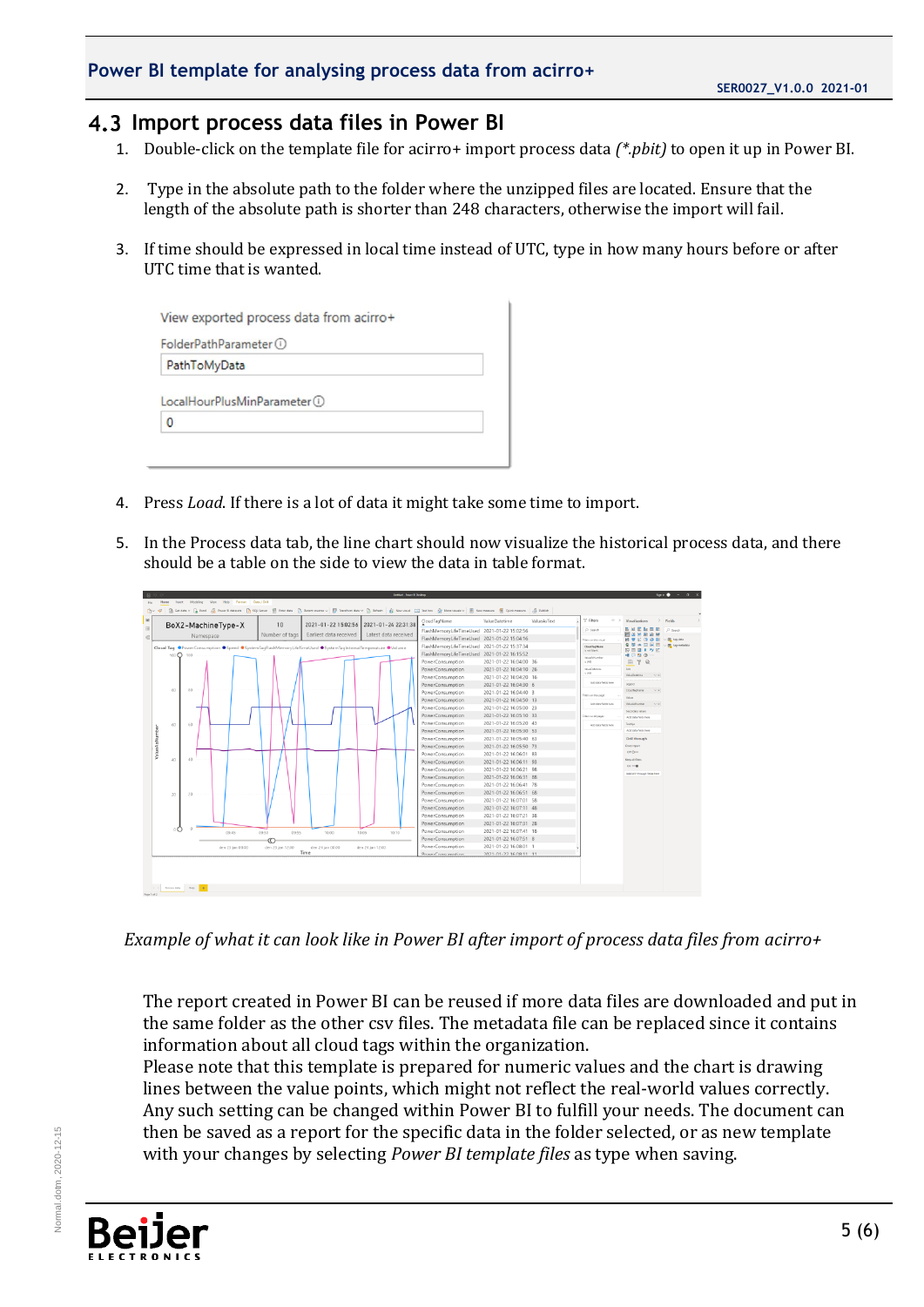## 4.3 Import process data files in Power BI

1. Double-click on the template file for acirro+ import process data *(\*.pbit)* to open it up in Power BI.

2. Type in the absolute path to the folder where the unzipped files are located. Ensure that the length of the absolute path is shorter than 248 characters, otherwise the import will fail.

3. If time should be expressed in local time instead of UTC, type in how many hours before or after UTC time that is wanted.

4. Press *Load*. If there is a lot of data it might take some time to import.

5. In the Process data tab, the line chart should now visualize the historical process data, and there should be a table on the side to view the data in table format.

*Example of what it can look like in Power BI after import of process data files from acirro+*

The report created in Power BI can be reused if more data files are downloaded and put in the same folder as the other csv files. The metadata file can be replaced since it contains information about all cloud tags within the organization.
Please note that this template is prepared for numeric values and the chart is drawing lines between the value points, which might not reflect the real-world values correctly. Any such setting can be changed within Power BI to fulfill your needs. The document can then be saved as a report for the specific data in the folder selected, or as new template with your changes by selecting *Power BI template files* as type when saving.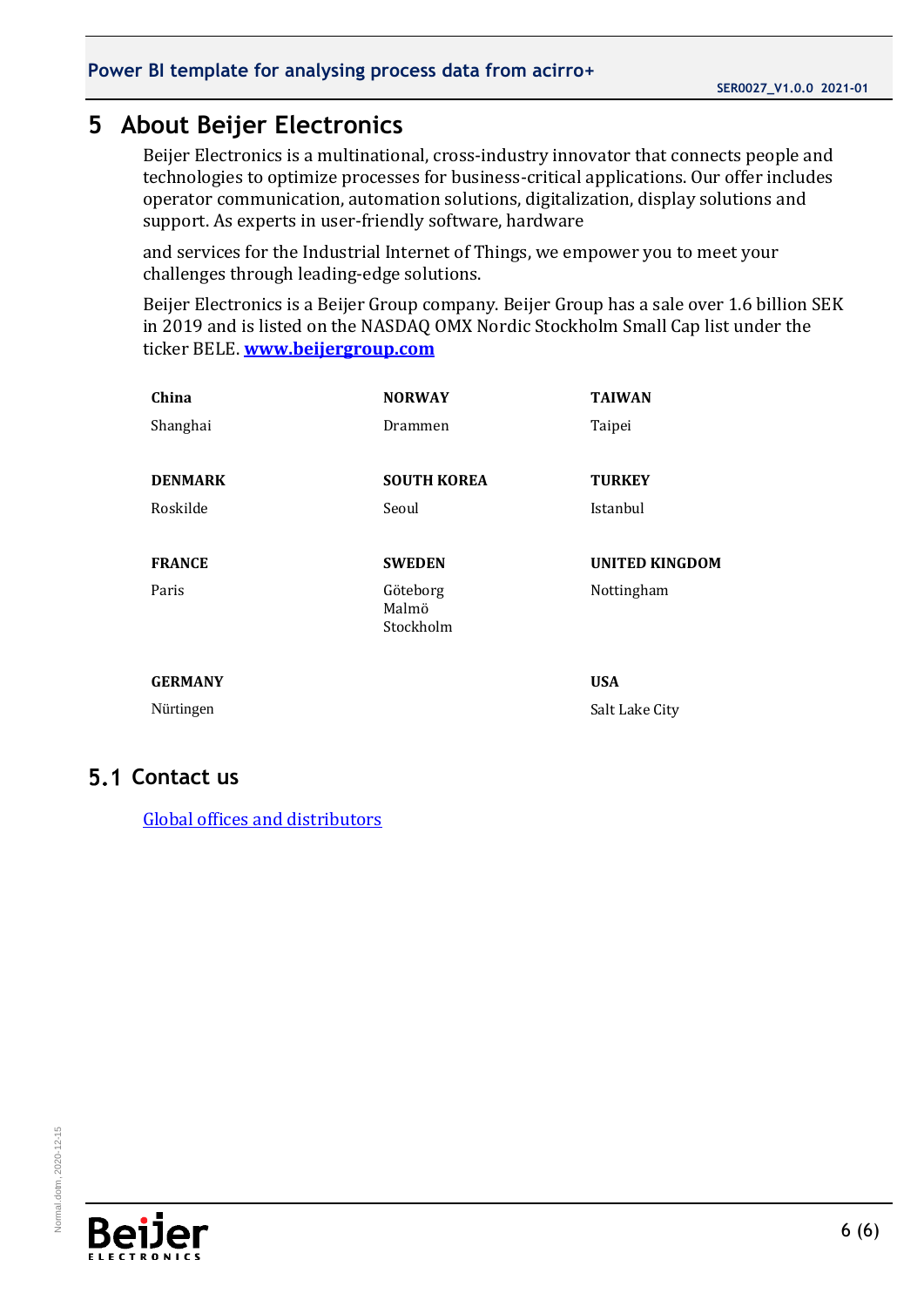# 5 About Beijer Electronics

Beijer Electronics is a multinational, cross-industry innovator that connects people and technologies to optimize processes for business-critical applications. Our offer includes operator communication, automation solutions, digitalization, display solutions and support. As experts in user-friendly software, hardware

and services for the Industrial Internet of Things, we empower you to meet your challenges through leading-edge solutions.

Beijer Electronics is a Beijer Group company. Beijer Group has a sale over 1.6 billion SEK in 2019 and is listed on the NASDAQ OMX Nordic Stockholm Small Cap list under the ticker BELE. **[www.beijergroup.com](www.beijergroup.com)**

**China**
Shanghai

**DENMARK**
Roskilde

**FRANCE**
Paris

**GERMANY**
Nürtingen

**NORWAY**
Drammen

**SOUTH KOREA**
Seoul

**SWEDEN**
Göteborg
Malmö
Stockholm

**TAIWAN**
Taipei

**TURKEY**
Istanbul

**UNITED KINGDOM**
Nottingham

**USA**
Salt Lake City

## 5.1 Contact us

Global offices and distributors